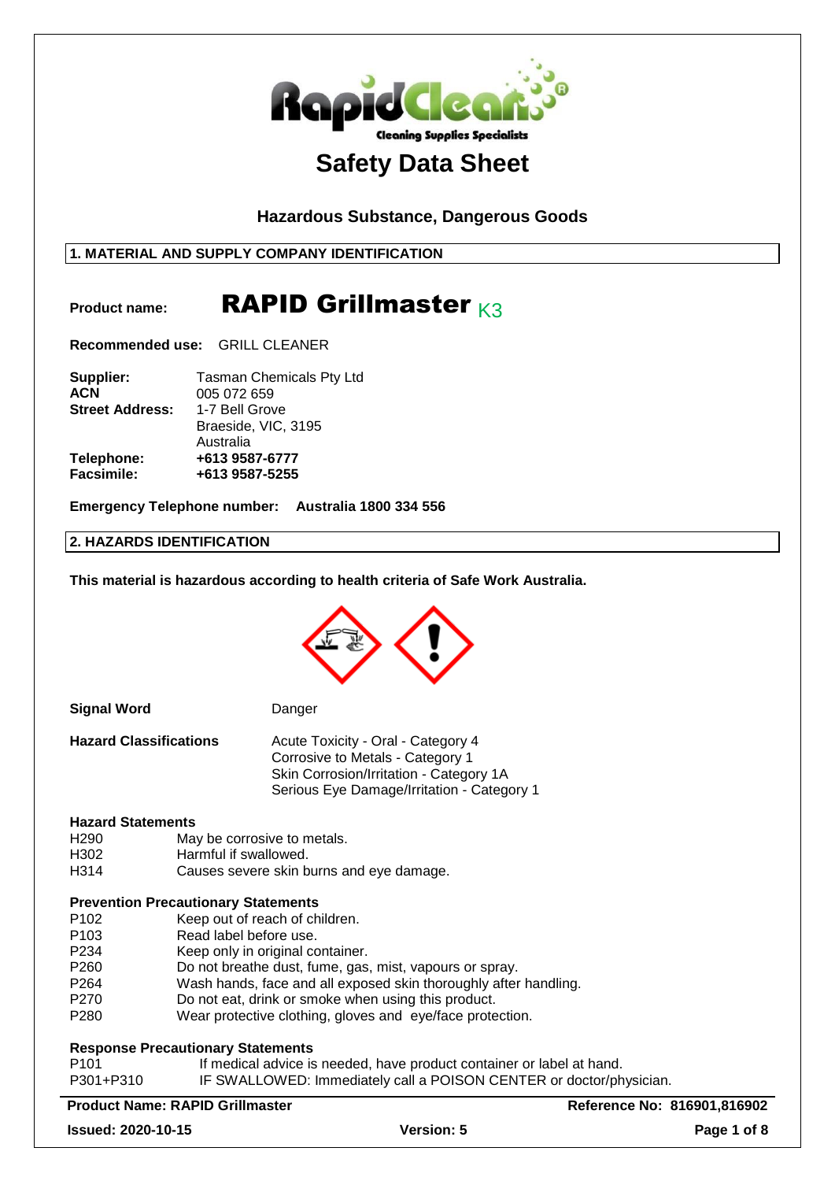# Safety Data Sheet

## Hazardous Substance, Dangerous Goods

### 1. MATERIAL AND SUPPLY COMPANY IDENTIFICATION

**Product name:** **RAPID Grillmaster** K3

**Recommended use:** GRILL CLEANER

| | |
|---|---|
| **Supplier:** | Tasman Chemicals Pty Ltd |
| **ACN** | 005 072 659 |
| **Street Address:** | 1-7 Bell Grove<br>Braeside, VIC, 3195<br>Australia |
| **Telephone:** | **+613 9587-6777** |
| **Facsimile:** | **+613 9587-5255** |

**Emergency Telephone number:** **Australia 1800 334 556**

### 2. HAZARDS IDENTIFICATION

**This material is hazardous according to health criteria of Safe Work Australia.**

**Signal Word** Danger

**Hazard Classifications**
Acute Toxicity - Oral - Category 4
Corrosive to Metals - Category 1
Skin Corrosion/Irritation - Category 1A
Serious Eye Damage/Irritation - Category 1

**Hazard Statements**

| | |
|---|---|
| H290 | May be corrosive to metals. |
| H302 | Harmful if swallowed. |
| H314 | Causes severe skin burns and eye damage. |

**Prevention Precautionary Statements**

| | |
|---|---|
| P102 | Keep out of reach of children. |
| P103 | Read label before use. |
| P234 | Keep only in original container. |
| P260 | Do not breathe dust, fume, gas, mist, vapours or spray. |
| P264 | Wash hands, face and all exposed skin thoroughly after handling. |
| P270 | Do not eat, drink or smoke when using this product. |
| P280 | Wear protective clothing, gloves and eye/face protection. |

**Response Precautionary Statements**

| | |
|---|---|
| P101 | If medical advice is needed, have product container or label at hand. |
| P301+P310 | IF SWALLOWED: Immediately call a POISON CENTER or doctor/physician. |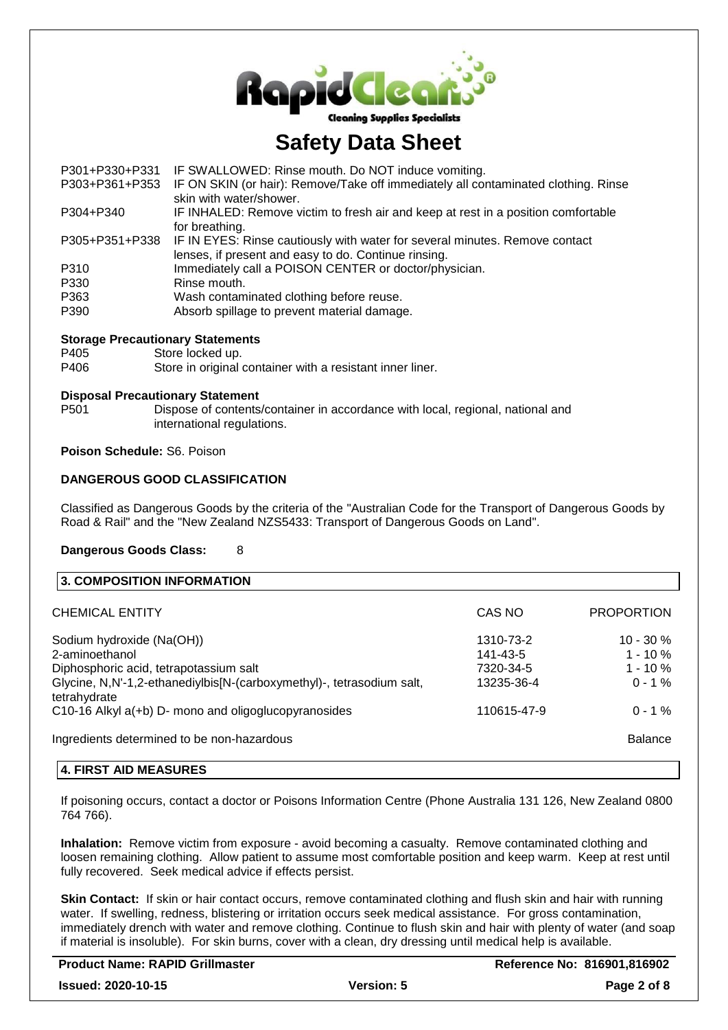| | |
|---|---|
| P301+P330+P331 | IF SWALLOWED: Rinse mouth. Do NOT induce vomiting. |
| P303+P361+P353 | IF ON SKIN (or hair): Remove/Take off immediately all contaminated clothing. Rinse skin with water/shower. |
| P304+P340 | IF INHALED: Remove victim to fresh air and keep at rest in a position comfortable for breathing. |
| P305+P351+P338 | IF IN EYES: Rinse cautiously with water for several minutes. Remove contact lenses, if present and easy to do. Continue rinsing. |
| P310 | Immediately call a POISON CENTER or doctor/physician. |
| P330 | Rinse mouth. |
| P363 | Wash contaminated clothing before reuse. |
| P390 | Absorb spillage to prevent material damage. |

**Storage Precautionary Statements**

| | |
|---|---|
| P405 | Store locked up. |
| P406 | Store in original container with a resistant inner liner. |

**Disposal Precautionary Statement**

| | |
|---|---|
| P501 | Dispose of contents/container in accordance with local, regional, national and international regulations. |

**Poison Schedule:** S6. Poison

**DANGEROUS GOOD CLASSIFICATION**

Classified as Dangerous Goods by the criteria of the "Australian Code for the Transport of Dangerous Goods by Road & Rail" and the "New Zealand NZS5433: Transport of Dangerous Goods on Land".

**Dangerous Goods Class:** 8

## 3. COMPOSITION INFORMATION

| CHEMICAL ENTITY | CAS NO | PROPORTION |
|---|---|---|
| Sodium hydroxide (Na(OH)) | 1310-73-2 | 10 - 30 % |
| 2-aminoethanol | 141-43-5 | 1 - 10 % |
| Diphosphoric acid, tetrapotassium salt | 7320-34-5 | 1 - 10 % |
| Glycine, N,N'-1,2-ethanediylbis[N-(carboxymethyl)-, tetrasodium salt, tetrahydrate | 13235-36-4 | 0 - 1 % |
| C10-16 Alkyl a(+b) D- mono and oligoglucopyranosides | 110615-47-9 | 0 - 1 % |
| Ingredients determined to be non-hazardous | | Balance |

## 4. FIRST AID MEASURES

If poisoning occurs, contact a doctor or Poisons Information Centre (Phone Australia 131 126, New Zealand 0800 764 766).

**Inhalation:** Remove victim from exposure - avoid becoming a casualty. Remove contaminated clothing and loosen remaining clothing. Allow patient to assume most comfortable position and keep warm. Keep at rest until fully recovered. Seek medical advice if effects persist.

**Skin Contact:** If skin or hair contact occurs, remove contaminated clothing and flush skin and hair with running water. If swelling, redness, blistering or irritation occurs seek medical assistance. For gross contamination, immediately drench with water and remove clothing. Continue to flush skin and hair with plenty of water (and soap if material is insoluble). For skin burns, cover with a clean, dry dressing until medical help is available.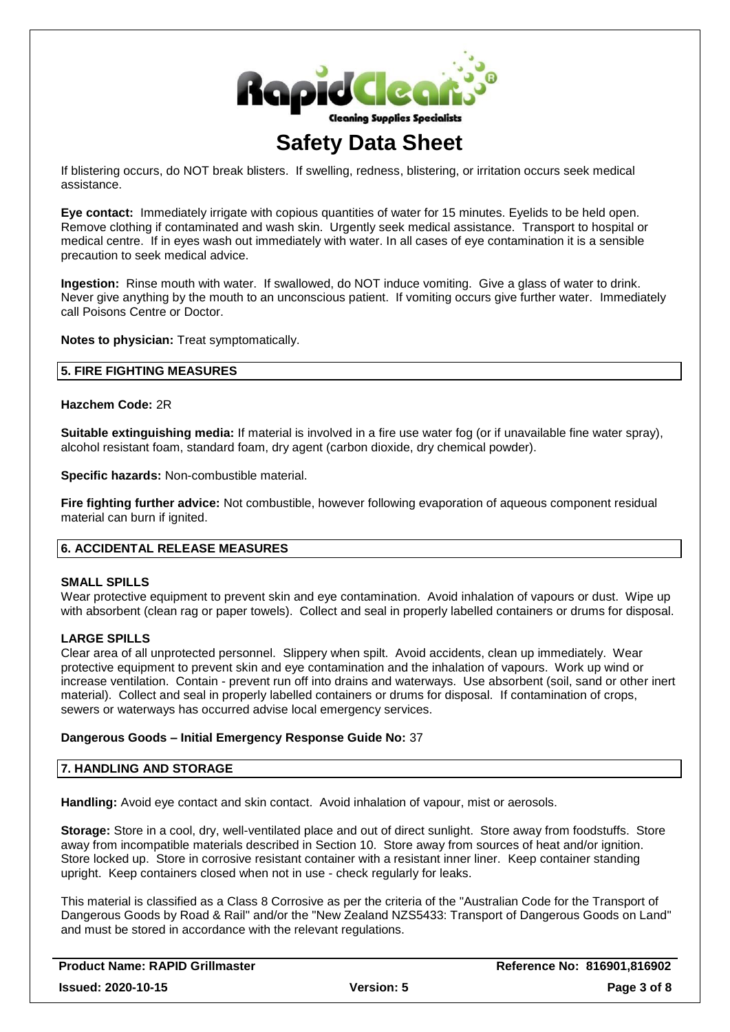If blistering occurs, do NOT break blisters. If swelling, redness, blistering, or irritation occurs seek medical assistance.

**Eye contact:** Immediately irrigate with copious quantities of water for 15 minutes. Eyelids to be held open. Remove clothing if contaminated and wash skin. Urgently seek medical assistance. Transport to hospital or medical centre. If in eyes wash out immediately with water. In all cases of eye contamination it is a sensible precaution to seek medical advice.

**Ingestion:** Rinse mouth with water. If swallowed, do NOT induce vomiting. Give a glass of water to drink. Never give anything by the mouth to an unconscious patient. If vomiting occurs give further water. Immediately call Poisons Centre or Doctor.

**Notes to physician:** Treat symptomatically.

## 5. FIRE FIGHTING MEASURES

**Hazchem Code:** 2R

**Suitable extinguishing media:** If material is involved in a fire use water fog (or if unavailable fine water spray), alcohol resistant foam, standard foam, dry agent (carbon dioxide, dry chemical powder).

**Specific hazards:** Non-combustible material.

**Fire fighting further advice:** Not combustible, however following evaporation of aqueous component residual material can burn if ignited.

## 6. ACCIDENTAL RELEASE MEASURES

**SMALL SPILLS**

Wear protective equipment to prevent skin and eye contamination. Avoid inhalation of vapours or dust. Wipe up with absorbent (clean rag or paper towels). Collect and seal in properly labelled containers or drums for disposal.

**LARGE SPILLS**

Clear area of all unprotected personnel. Slippery when spilt. Avoid accidents, clean up immediately. Wear protective equipment to prevent skin and eye contamination and the inhalation of vapours. Work up wind or increase ventilation. Contain - prevent run off into drains and waterways. Use absorbent (soil, sand or other inert material). Collect and seal in properly labelled containers or drums for disposal. If contamination of crops, sewers or waterways has occurred advise local emergency services.

**Dangerous Goods – Initial Emergency Response Guide No:** 37

## 7. HANDLING AND STORAGE

**Handling:** Avoid eye contact and skin contact. Avoid inhalation of vapour, mist or aerosols.

**Storage:** Store in a cool, dry, well-ventilated place and out of direct sunlight. Store away from foodstuffs. Store away from incompatible materials described in Section 10. Store away from sources of heat and/or ignition. Store locked up. Store in corrosive resistant container with a resistant inner liner. Keep container standing upright. Keep containers closed when not in use - check regularly for leaks.

This material is classified as a Class 8 Corrosive as per the criteria of the "Australian Code for the Transport of Dangerous Goods by Road & Rail" and/or the "New Zealand NZS5433: Transport of Dangerous Goods on Land" and must be stored in accordance with the relevant regulations.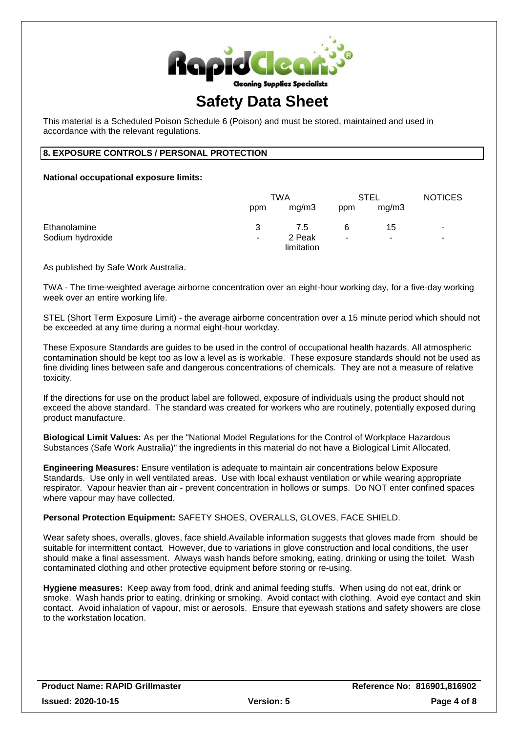# Safety Data Sheet

This material is a Scheduled Poison Schedule 6 (Poison) and must be stored, maintained and used in accordance with the relevant regulations.

## 8. EXPOSURE CONTROLS / PERSONAL PROTECTION

**National occupational exposure limits:**

| | TWA | | STEL | | NOTICES |
|---|---|---|---|---|---|
| | ppm | mg/m3 | ppm | mg/m3 | |
| Ethanolamine | 3 | 7.5 | 6 | 15 | - |
| Sodium hydroxide | - | 2 Peak limitation | - | - | - |

As published by Safe Work Australia.

TWA - The time-weighted average airborne concentration over an eight-hour working day, for a five-day working week over an entire working life.

STEL (Short Term Exposure Limit) - the average airborne concentration over a 15 minute period which should not be exceeded at any time during a normal eight-hour workday.

These Exposure Standards are guides to be used in the control of occupational health hazards. All atmospheric contamination should be kept too as low a level as is workable. These exposure standards should not be used as fine dividing lines between safe and dangerous concentrations of chemicals. They are not a measure of relative toxicity.

If the directions for use on the product label are followed, exposure of individuals using the product should not exceed the above standard. The standard was created for workers who are routinely, potentially exposed during product manufacture.

**Biological Limit Values:** As per the "National Model Regulations for the Control of Workplace Hazardous Substances (Safe Work Australia)" the ingredients in this material do not have a Biological Limit Allocated.

**Engineering Measures:** Ensure ventilation is adequate to maintain air concentrations below Exposure Standards. Use only in well ventilated areas. Use with local exhaust ventilation or while wearing appropriate respirator. Vapour heavier than air - prevent concentration in hollows or sumps. Do NOT enter confined spaces where vapour may have collected.

**Personal Protection Equipment:** SAFETY SHOES, OVERALLS, GLOVES, FACE SHIELD.

Wear safety shoes, overalls, gloves, face shield.Available information suggests that gloves made from should be suitable for intermittent contact. However, due to variations in glove construction and local conditions, the user should make a final assessment. Always wash hands before smoking, eating, drinking or using the toilet. Wash contaminated clothing and other protective equipment before storing or re-using.

**Hygiene measures:** Keep away from food, drink and animal feeding stuffs. When using do not eat, drink or smoke. Wash hands prior to eating, drinking or smoking. Avoid contact with clothing. Avoid eye contact and skin contact. Avoid inhalation of vapour, mist or aerosols. Ensure that eyewash stations and safety showers are close to the workstation location.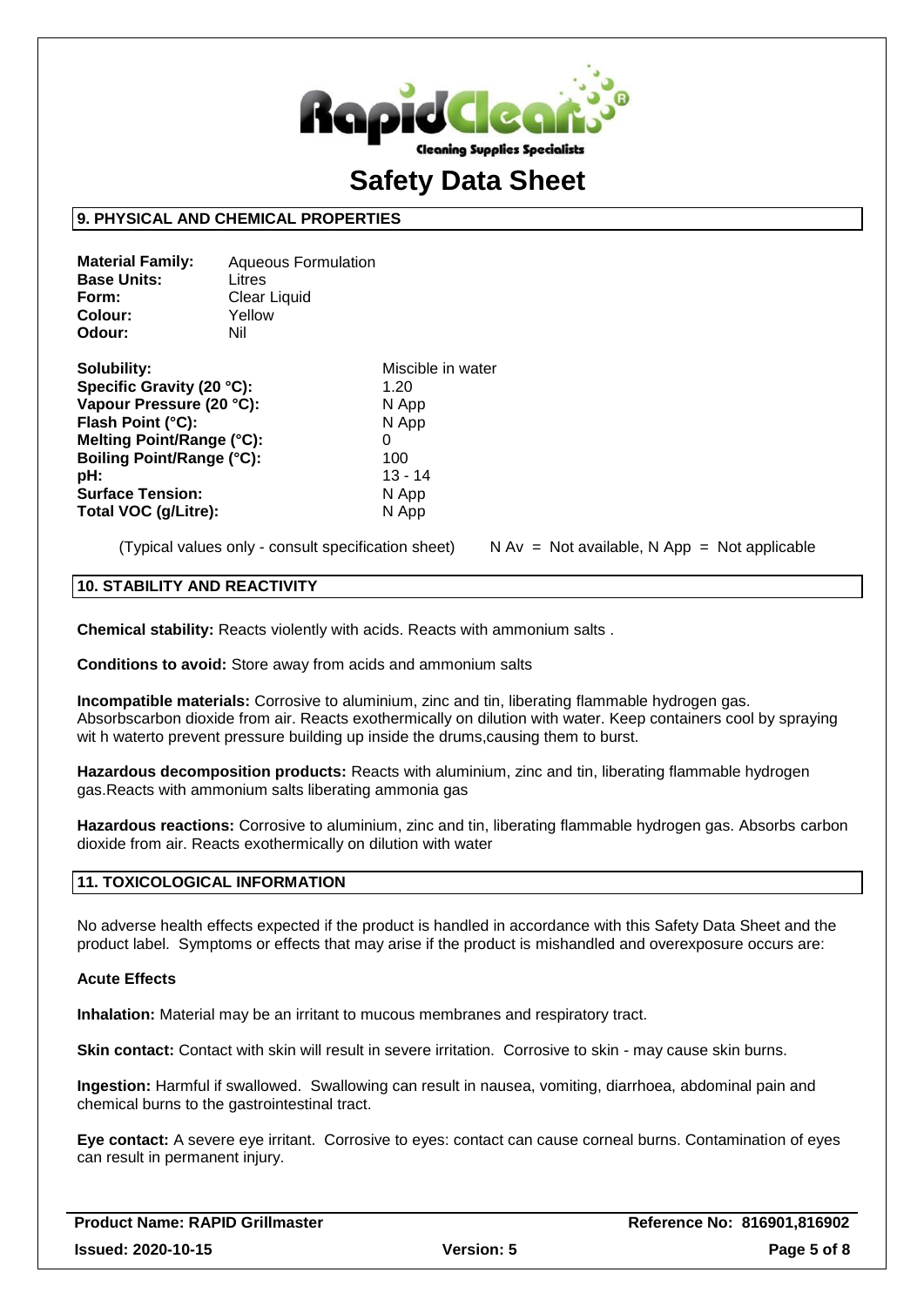## 9. PHYSICAL AND CHEMICAL PROPERTIES

**Material Family:** Aqueous Formulation
**Base Units:** Litres
**Form:** Clear Liquid
**Colour:** Yellow
**Odour:** Nil

| | |
|---|---|
| **Solubility:** | Miscible in water |
| **Specific Gravity (20 °C):** | 1.20 |
| **Vapour Pressure (20 °C):** | N App |
| **Flash Point (°C):** | N App |
| **Melting Point/Range (°C):** | 0 |
| **Boiling Point/Range (°C):** | 100 |
| **pH:** | 13 - 14 |
| **Surface Tension:** | N App |
| **Total VOC (g/Litre):** | N App |

(Typical values only - consult specification sheet) N Av = Not available, N App = Not applicable

## 10. STABILITY AND REACTIVITY

**Chemical stability:** Reacts violently with acids. Reacts with ammonium salts .

**Conditions to avoid:** Store away from acids and ammonium salts

**Incompatible materials:** Corrosive to aluminium, zinc and tin, liberating flammable hydrogen gas. Absorbscarbon dioxide from air. Reacts exothermically on dilution with water. Keep containers cool by spraying wit h waterto prevent pressure building up inside the drums,causing them to burst.

**Hazardous decomposition products:** Reacts with aluminium, zinc and tin, liberating flammable hydrogen gas.Reacts with ammonium salts liberating ammonia gas

**Hazardous reactions:** Corrosive to aluminium, zinc and tin, liberating flammable hydrogen gas. Absorbs carbon dioxide from air. Reacts exothermically on dilution with water

## 11. TOXICOLOGICAL INFORMATION

No adverse health effects expected if the product is handled in accordance with this Safety Data Sheet and the product label. Symptoms or effects that may arise if the product is mishandled and overexposure occurs are:

### Acute Effects

**Inhalation:** Material may be an irritant to mucous membranes and respiratory tract.

**Skin contact:** Contact with skin will result in severe irritation. Corrosive to skin - may cause skin burns.

**Ingestion:** Harmful if swallowed. Swallowing can result in nausea, vomiting, diarrhoea, abdominal pain and chemical burns to the gastrointestinal tract.

**Eye contact:** A severe eye irritant. Corrosive to eyes: contact can cause corneal burns. Contamination of eyes can result in permanent injury.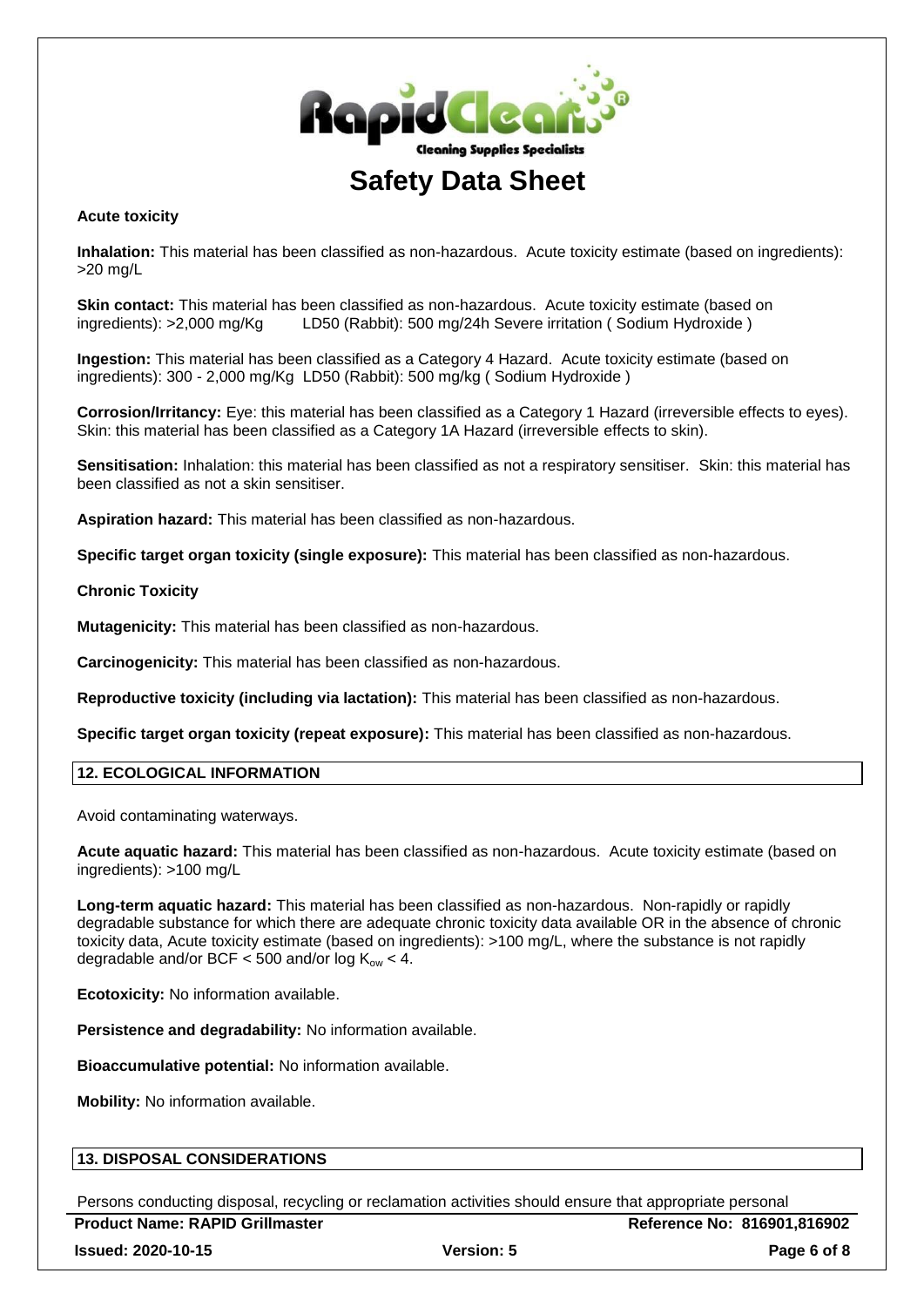**Acute toxicity**

**Inhalation:** This material has been classified as non-hazardous. Acute toxicity estimate (based on ingredients): >20 mg/L

**Skin contact:** This material has been classified as non-hazardous. Acute toxicity estimate (based on ingredients): >2,000 mg/Kg LD50 (Rabbit): 500 mg/24h Severe irritation ( Sodium Hydroxide )

**Ingestion:** This material has been classified as a Category 4 Hazard. Acute toxicity estimate (based on ingredients): 300 - 2,000 mg/Kg LD50 (Rabbit): 500 mg/kg ( Sodium Hydroxide )

**Corrosion/Irritancy:** Eye: this material has been classified as a Category 1 Hazard (irreversible effects to eyes). Skin: this material has been classified as a Category 1A Hazard (irreversible effects to skin).

**Sensitisation:** Inhalation: this material has been classified as not a respiratory sensitiser. Skin: this material has been classified as not a skin sensitiser.

**Aspiration hazard:** This material has been classified as non-hazardous.

**Specific target organ toxicity (single exposure):** This material has been classified as non-hazardous.

**Chronic Toxicity**

**Mutagenicity:** This material has been classified as non-hazardous.

**Carcinogenicity:** This material has been classified as non-hazardous.

**Reproductive toxicity (including via lactation):** This material has been classified as non-hazardous.

**Specific target organ toxicity (repeat exposure):** This material has been classified as non-hazardous.

## 12. ECOLOGICAL INFORMATION

Avoid contaminating waterways.

**Acute aquatic hazard:** This material has been classified as non-hazardous. Acute toxicity estimate (based on ingredients): >100 mg/L

**Long-term aquatic hazard:** This material has been classified as non-hazardous. Non-rapidly or rapidly degradable substance for which there are adequate chronic toxicity data available OR in the absence of chronic toxicity data, Acute toxicity estimate (based on ingredients): >100 mg/L, where the substance is not rapidly degradable and/or BCF < 500 and/or log $K_{ow} < 4$.

**Ecotoxicity:** No information available.

**Persistence and degradability:** No information available.

**Bioaccumulative potential:** No information available.

**Mobility:** No information available.

## 13. DISPOSAL CONSIDERATIONS

Persons conducting disposal, recycling or reclamation activities should ensure that appropriate personal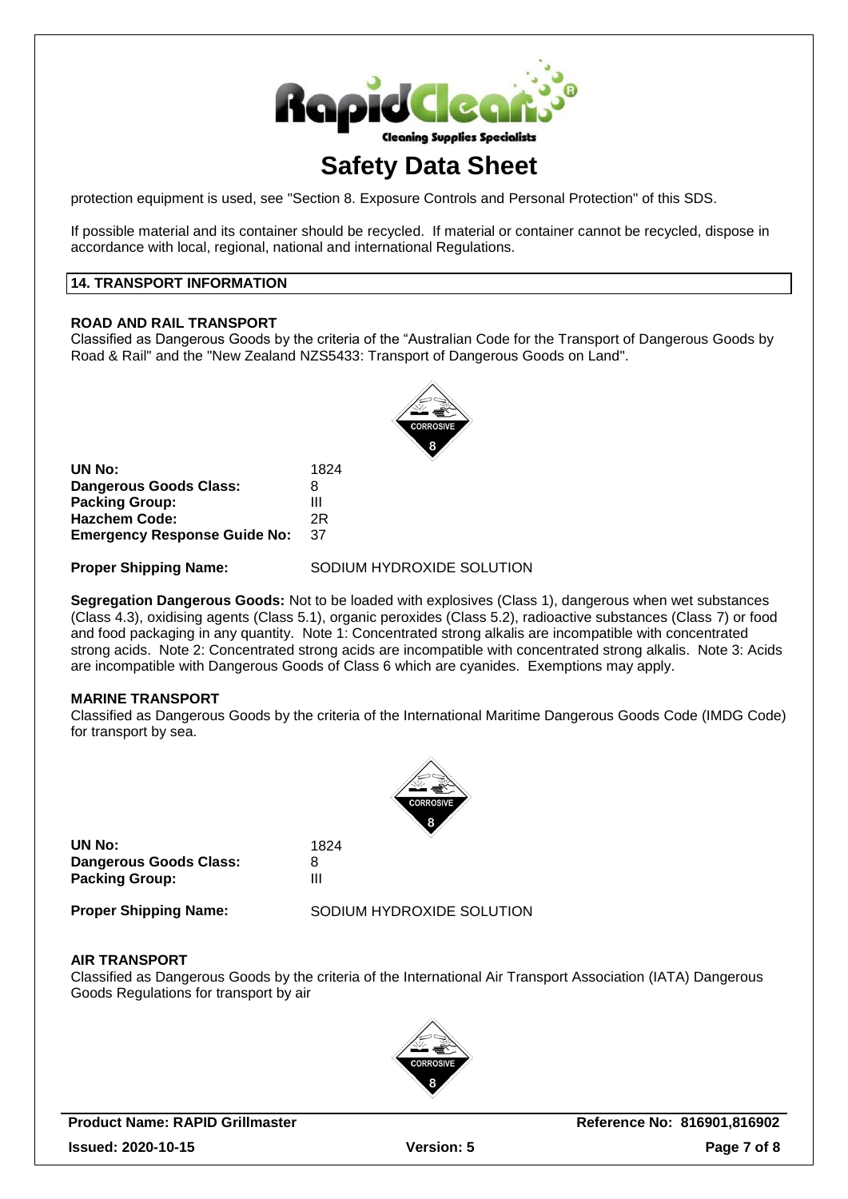protection equipment is used, see "Section 8. Exposure Controls and Personal Protection" of this SDS.

If possible material and its container should be recycled. If material or container cannot be recycled, dispose in accordance with local, regional, national and international Regulations.

## 14. TRANSPORT INFORMATION

### ROAD AND RAIL TRANSPORT

Classified as Dangerous Goods by the criteria of the "Australian Code for the Transport of Dangerous Goods by Road & Rail" and the "New Zealand NZS5433: Transport of Dangerous Goods on Land".

**UN No:** 1824
**Dangerous Goods Class:** 8
**Packing Group:** III
**Hazchem Code:** 2R
**Emergency Response Guide No:** 37

**Proper Shipping Name:** SODIUM HYDROXIDE SOLUTION

**Segregation Dangerous Goods:** Not to be loaded with explosives (Class 1), dangerous when wet substances (Class 4.3), oxidising agents (Class 5.1), organic peroxides (Class 5.2), radioactive substances (Class 7) or food and food packaging in any quantity. Note 1: Concentrated strong alkalis are incompatible with concentrated strong acids. Note 2: Concentrated strong acids are incompatible with concentrated strong alkalis. Note 3: Acids are incompatible with Dangerous Goods of Class 6 which are cyanides. Exemptions may apply.

### MARINE TRANSPORT

Classified as Dangerous Goods by the criteria of the International Maritime Dangerous Goods Code (IMDG Code) for transport by sea.

**UN No:** 1824
**Dangerous Goods Class:** 8
**Packing Group:** III

**Proper Shipping Name:** SODIUM HYDROXIDE SOLUTION

### AIR TRANSPORT

Classified as Dangerous Goods by the criteria of the International Air Transport Association (IATA) Dangerous Goods Regulations for transport by air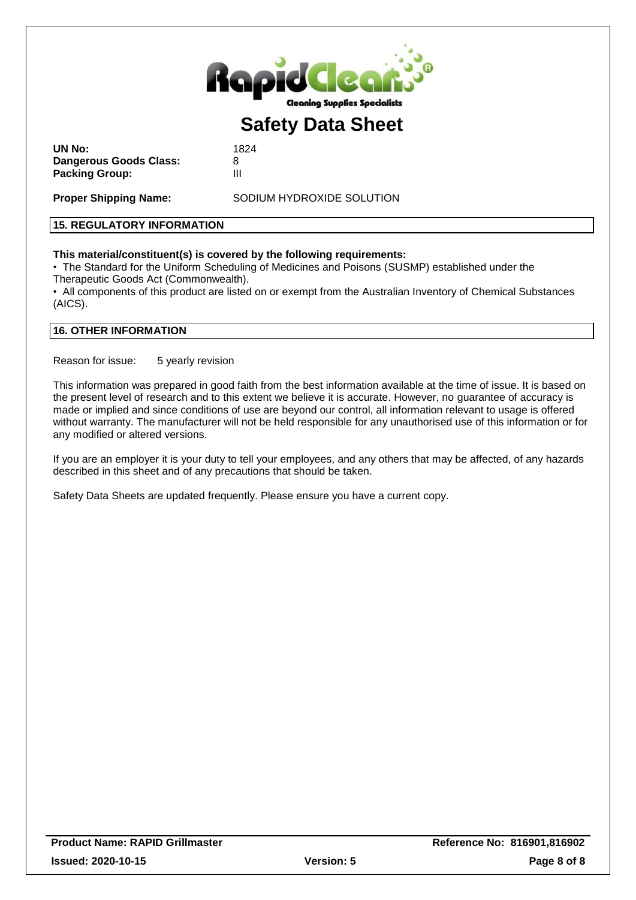# Safety Data Sheet

| | |
|---|---|
| **UN No:** | 1824 |
| **Dangerous Goods Class:** | 8 |
| **Packing Group:** | III |
| **Proper Shipping Name:** | SODIUM HYDROXIDE SOLUTION |

## 15. REGULATORY INFORMATION

**This material/constituent(s) is covered by the following requirements:**

- The Standard for the Uniform Scheduling of Medicines and Poisons (SUSMP) established under the Therapeutic Goods Act (Commonwealth).
- All components of this product are listed on or exempt from the Australian Inventory of Chemical Substances (AICS).

## 16. OTHER INFORMATION

Reason for issue: 5 yearly revision

This information was prepared in good faith from the best information available at the time of issue. It is based on the present level of research and to this extent we believe it is accurate. However, no guarantee of accuracy is made or implied and since conditions of use are beyond our control, all information relevant to usage is offered without warranty. The manufacturer will not be held responsible for any unauthorised use of this information or for any modified or altered versions.

If you are an employer it is your duty to tell your employees, and any others that may be affected, of any hazards described in this sheet and of any precautions that should be taken.

Safety Data Sheets are updated frequently. Please ensure you have a current copy.